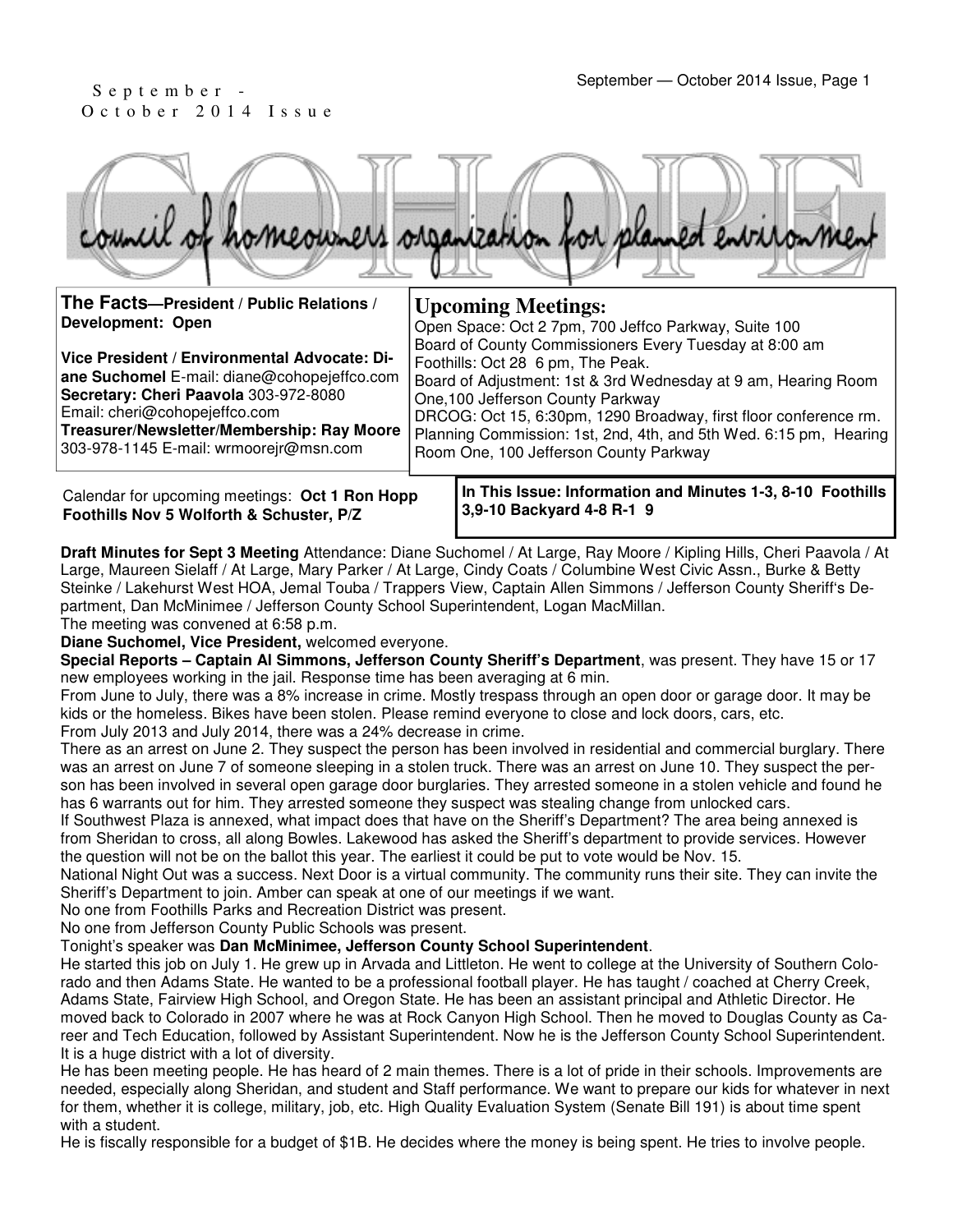September - October 2014 Issue

# COHOPE

council of homeowners organization for planned environment

**The Facts—President / Public Relations / Development: Open**

**Vice President / Environmental Advocate: Diane Suchomel** E-mail: diane@cohopejeffco.com
**Secretary: Cheri Paavola** 303-972-8080 Email: cheri@cohopejeffco.com
**Treasurer/Newsletter/Membership: Ray Moore** 303-978-1145 E-mail: wrmoorejr@msn.com

## Upcoming Meetings:

Open Space: Oct 2 7pm, 700 Jeffco Parkway, Suite 100
Board of County Commissioners Every Tuesday at 8:00 am
Foothills: Oct 28 6 pm, The Peak.
Board of Adjustment: 1st & 3rd Wednesday at 9 am, Hearing Room One,100 Jefferson County Parkway
DRCOG: Oct 15, 6:30pm, 1290 Broadway, first floor conference rm.
Planning Commission: 1st, 2nd, 4th, and 5th Wed. 6:15 pm, Hearing Room One, 100 Jefferson County Parkway

Calendar for upcoming meetings: **Oct 1 Ron Hopp Foothills Nov 5 Wolforth & Schuster, P/Z**

**In This Issue: Information and Minutes 1-3, 8-10 Foothills 3,9-10 Backyard 4-8 R-1 9**

**Draft Minutes for Sept 3 Meeting** Attendance: Diane Suchomel / At Large, Ray Moore / Kipling Hills, Cheri Paavola / At Large, Maureen Sielaff / At Large, Mary Parker / At Large, Cindy Coats / Columbine West Civic Assn., Burke & Betty Steinke / Lakehurst West HOA, Jemal Touba / Trappers View, Captain Allen Simmons / Jefferson County Sheriff's Department, Dan McMinimee / Jefferson County School Superintendent, Logan MacMillan.

The meeting was convened at 6:58 p.m.

**Diane Suchomel, Vice President,** welcomed everyone.

**Special Reports – Captain Al Simmons, Jefferson County Sheriff's Department**, was present. They have 15 or 17 new employees working in the jail. Response time has been averaging at 6 min.

From June to July, there was a 8% increase in crime. Mostly trespass through an open door or garage door. It may be kids or the homeless. Bikes have been stolen. Please remind everyone to close and lock doors, cars, etc.

From July 2013 and July 2014, there was a 24% decrease in crime.

There as an arrest on June 2. They suspect the person has been involved in residential and commercial burglary. There was an arrest on June 7 of someone sleeping in a stolen truck. There was an arrest on June 10. They suspect the person has been involved in several open garage door burglaries. They arrested someone in a stolen vehicle and found he has 6 warrants out for him. They arrested someone they suspect was stealing change from unlocked cars.

If Southwest Plaza is annexed, what impact does that have on the Sheriff's Department? The area being annexed is from Sheridan to cross, all along Bowles. Lakewood has asked the Sheriff's department to provide services. However the question will not be on the ballot this year. The earliest it could be put to vote would be Nov. 15.

National Night Out was a success. Next Door is a virtual community. The community runs their site. They can invite the Sheriff's Department to join. Amber can speak at one of our meetings if we want.

No one from Foothills Parks and Recreation District was present.

No one from Jefferson County Public Schools was present.

Tonight's speaker was **Dan McMinimee, Jefferson County School Superintendent**.

He started this job on July 1. He grew up in Arvada and Littleton. He went to college at the University of Southern Colorado and then Adams State. He wanted to be a professional football player. He has taught / coached at Cherry Creek, Adams State, Fairview High School, and Oregon State. He has been an assistant principal and Athletic Director. He moved back to Colorado in 2007 where he was at Rock Canyon High School. Then he moved to Douglas County as Career and Tech Education, followed by Assistant Superintendent. Now he is the Jefferson County School Superintendent. It is a huge district with a lot of diversity.

He has been meeting people. He has heard of 2 main themes. There is a lot of pride in their schools. Improvements are needed, especially along Sheridan, and student and Staff performance. We want to prepare our kids for whatever in next for them, whether it is college, military, job, etc. High Quality Evaluation System (Senate Bill 191) is about time spent with a student.

He is fiscally responsible for a budget of $1B. He decides where the money is being spent. He tries to involve people.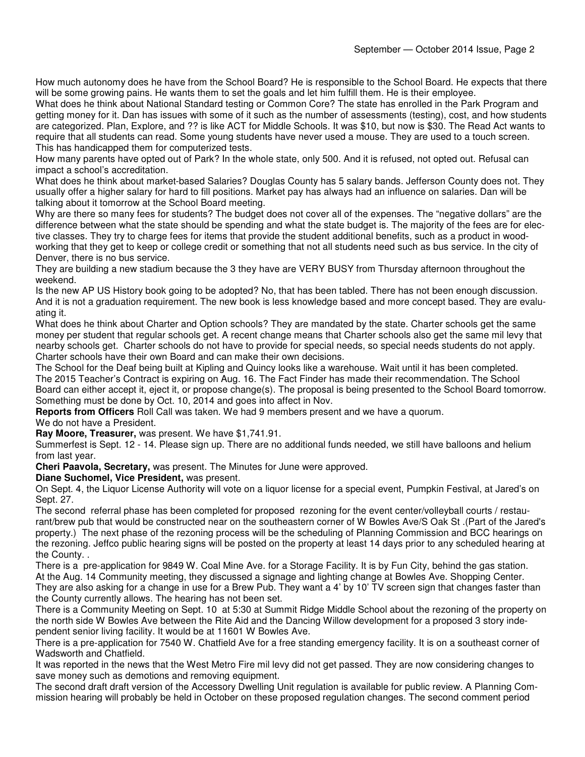How much autonomy does he have from the School Board? He is responsible to the School Board. He expects that there will be some growing pains. He wants them to set the goals and let him fulfill them. He is their employee.

What does he think about National Standard testing or Common Core? The state has enrolled in the Park Program and getting money for it. Dan has issues with some of it such as the number of assessments (testing), cost, and how students are categorized. Plan, Explore, and ?? is like ACT for Middle Schools. It was $10, but now is $30. The Read Act wants to require that all students can read. Some young students have never used a mouse. They are used to a touch screen. This has handicapped them for computerized tests.

How many parents have opted out of Park? In the whole state, only 500. And it is refused, not opted out. Refusal can impact a school's accreditation.

What does he think about market-based Salaries? Douglas County has 5 salary bands. Jefferson County does not. They usually offer a higher salary for hard to fill positions. Market pay has always had an influence on salaries. Dan will be talking about it tomorrow at the School Board meeting.

Why are there so many fees for students? The budget does not cover all of the expenses. The "negative dollars" are the difference between what the state should be spending and what the state budget is. The majority of the fees are for elective classes. They try to charge fees for items that provide the student additional benefits, such as a product in woodworking that they get to keep or college credit or something that not all students need such as bus service. In the city of Denver, there is no bus service.

They are building a new stadium because the 3 they have are VERY BUSY from Thursday afternoon throughout the weekend.

Is the new AP US History book going to be adopted? No, that has been tabled. There has not been enough discussion. And it is not a graduation requirement. The new book is less knowledge based and more concept based. They are evaluating it.

What does he think about Charter and Option schools? They are mandated by the state. Charter schools get the same money per student that regular schools get. A recent change means that Charter schools also get the same mil levy that nearby schools get. Charter schools do not have to provide for special needs, so special needs students do not apply. Charter schools have their own Board and can make their own decisions.

The School for the Deaf being built at Kipling and Quincy looks like a warehouse. Wait until it has been completed.

The 2015 Teacher's Contract is expiring on Aug. 16. The Fact Finder has made their recommendation. The School Board can either accept it, eject it, or propose change(s). The proposal is being presented to the School Board tomorrow. Something must be done by Oct. 10, 2014 and goes into affect in Nov.

**Reports from Officers** Roll Call was taken. We had 9 members present and we have a quorum.

We do not have a President.

**Ray Moore, Treasurer,** was present. We have $1,741.91.

Summerfest is Sept. 12 - 14. Please sign up. There are no additional funds needed, we still have balloons and helium from last year.

**Cheri Paavola, Secretary,** was present. The Minutes for June were approved.

**Diane Suchomel, Vice President,** was present.

On Sept. 4, the Liquor License Authority will vote on a liquor license for a special event, Pumpkin Festival, at Jared's on Sept. 27.

The second referral phase has been completed for proposed rezoning for the event center/volleyball courts / restaurant/brew pub that would be constructed near on the southeastern corner of W Bowles Ave/S Oak St .(Part of the Jared's property.) The next phase of the rezoning process will be the scheduling of Planning Commission and BCC hearings on the rezoning. Jeffco public hearing signs will be posted on the property at least 14 days prior to any scheduled hearing at the County. .

There is a pre-application for 9849 W. Coal Mine Ave. for a Storage Facility. It is by Fun City, behind the gas station.

At the Aug. 14 Community meeting, they discussed a signage and lighting change at Bowles Ave. Shopping Center. They are also asking for a change in use for a Brew Pub. They want a 4' by 10' TV screen sign that changes faster than the County currently allows. The hearing has not been set.

There is a Community Meeting on Sept. 10 at 5:30 at Summit Ridge Middle School about the rezoning of the property on the north side W Bowles Ave between the Rite Aid and the Dancing Willow development for a proposed 3 story independent senior living facility. It would be at 11601 W Bowles Ave.

There is a pre-application for 7540 W. Chatfield Ave for a free standing emergency facility. It is on a southeast corner of Wadsworth and Chatfield.

It was reported in the news that the West Metro Fire mil levy did not get passed. They are now considering changes to save money such as demotions and removing equipment.

The second draft draft version of the Accessory Dwelling Unit regulation is available for public review. A Planning Commission hearing will probably be held in October on these proposed regulation changes. The second comment period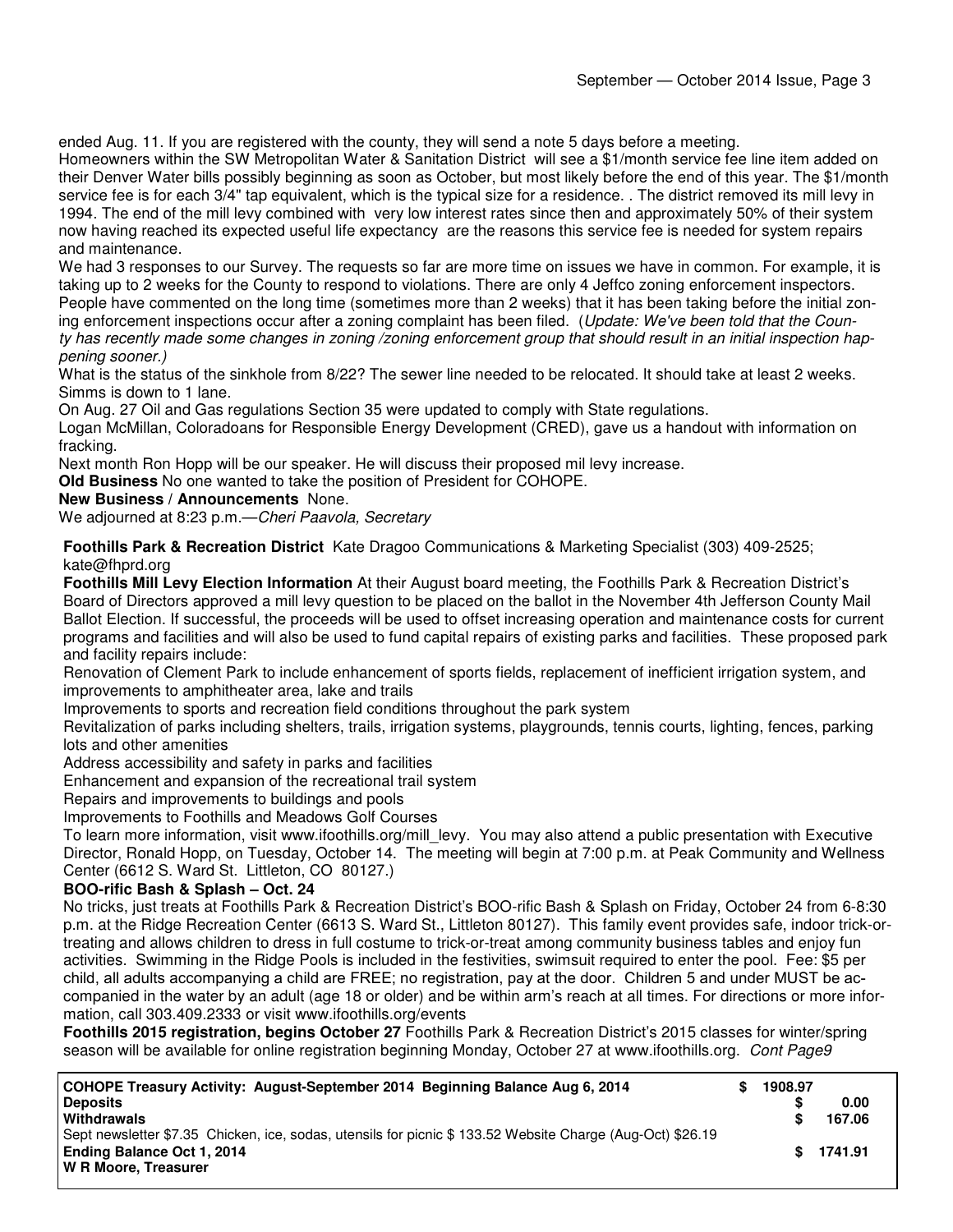ended Aug. 11. If you are registered with the county, they will send a note 5 days before a meeting.

Homeowners within the SW Metropolitan Water & Sanitation District will see a $1/month service fee line item added on their Denver Water bills possibly beginning as soon as October, but most likely before the end of this year. The $1/month service fee is for each 3/4" tap equivalent, which is the typical size for a residence. . The district removed its mill levy in 1994. The end of the mill levy combined with very low interest rates since then and approximately 50% of their system now having reached its expected useful life expectancy are the reasons this service fee is needed for system repairs and maintenance.

We had 3 responses to our Survey. The requests so far are more time on issues we have in common. For example, it is taking up to 2 weeks for the County to respond to violations. There are only 4 Jeffco zoning enforcement inspectors. People have commented on the long time (sometimes more than 2 weeks) that it has been taking before the initial zoning enforcement inspections occur after a zoning complaint has been filed. (*Update: We've been told that the County has recently made some changes in zoning /zoning enforcement group that should result in an initial inspection happening sooner.)*

What is the status of the sinkhole from 8/22? The sewer line needed to be relocated. It should take at least 2 weeks. Simms is down to 1 lane.

On Aug. 27 Oil and Gas regulations Section 35 were updated to comply with State regulations.

Logan McMillan, Coloradoans for Responsible Energy Development (CRED), gave us a handout with information on fracking.

Next month Ron Hopp will be our speaker. He will discuss their proposed mil levy increase.

**Old Business** No one wanted to take the position of President for COHOPE.

**New Business / Announcements** None.

We adjourned at 8:23 p.m.—*Cheri Paavola, Secretary*

**Foothills Park & Recreation District** Kate Dragoo Communications & Marketing Specialist (303) 409-2525; kate@fhprd.org

**Foothills Mill Levy Election Information** At their August board meeting, the Foothills Park & Recreation District's Board of Directors approved a mill levy question to be placed on the ballot in the November 4th Jefferson County Mail Ballot Election. If successful, the proceeds will be used to offset increasing operation and maintenance costs for current programs and facilities and will also be used to fund capital repairs of existing parks and facilities. These proposed park and facility repairs include:

Renovation of Clement Park to include enhancement of sports fields, replacement of inefficient irrigation system, and improvements to amphitheater area, lake and trails

Improvements to sports and recreation field conditions throughout the park system

Revitalization of parks including shelters, trails, irrigation systems, playgrounds, tennis courts, lighting, fences, parking lots and other amenities

Address accessibility and safety in parks and facilities

Enhancement and expansion of the recreational trail system

Repairs and improvements to buildings and pools

Improvements to Foothills and Meadows Golf Courses

To learn more information, visit www.ifoothills.org/mill_levy. You may also attend a public presentation with Executive Director, Ronald Hopp, on Tuesday, October 14. The meeting will begin at 7:00 p.m. at Peak Community and Wellness Center (6612 S. Ward St. Littleton, CO 80127.)

**BOO-rific Bash & Splash – Oct. 24**

No tricks, just treats at Foothills Park & Recreation District's BOO-rific Bash & Splash on Friday, October 24 from 6-8:30 p.m. at the Ridge Recreation Center (6613 S. Ward St., Littleton 80127). This family event provides safe, indoor trick-or-treating and allows children to dress in full costume to trick-or-treat among community business tables and enjoy fun activities. Swimming in the Ridge Pools is included in the festivities, swimsuit required to enter the pool. Fee: $5 per child, all adults accompanying a child are FREE; no registration, pay at the door. Children 5 and under MUST be accompanied in the water by an adult (age 18 or older) and be within arm's reach at all times. For directions or more information, call 303.409.2333 or visit www.ifoothills.org/events

**Foothills 2015 registration, begins October 27** Foothills Park & Recreation District's 2015 classes for winter/spring season will be available for online registration beginning Monday, October 27 at www.ifoothills.org. *Cont Page9*

| COHOPE Treasury Activity: August-September 2014 Beginning Balance Aug 6, 2014 | $ 1908.97 | |
|---|---|---|
| **Deposits** | | $ 0.00 |
| **Withdrawals** | | $ 167.06 |
| Sept newsletter $7.35 Chicken, ice, sodas, utensils for picnic $ 133.52 Website Charge (Aug-Oct) $26.19 | | |
| **Ending Balance Oct 1, 2014** | | $ 1741.91 |
| **W R Moore, Treasurer** | | |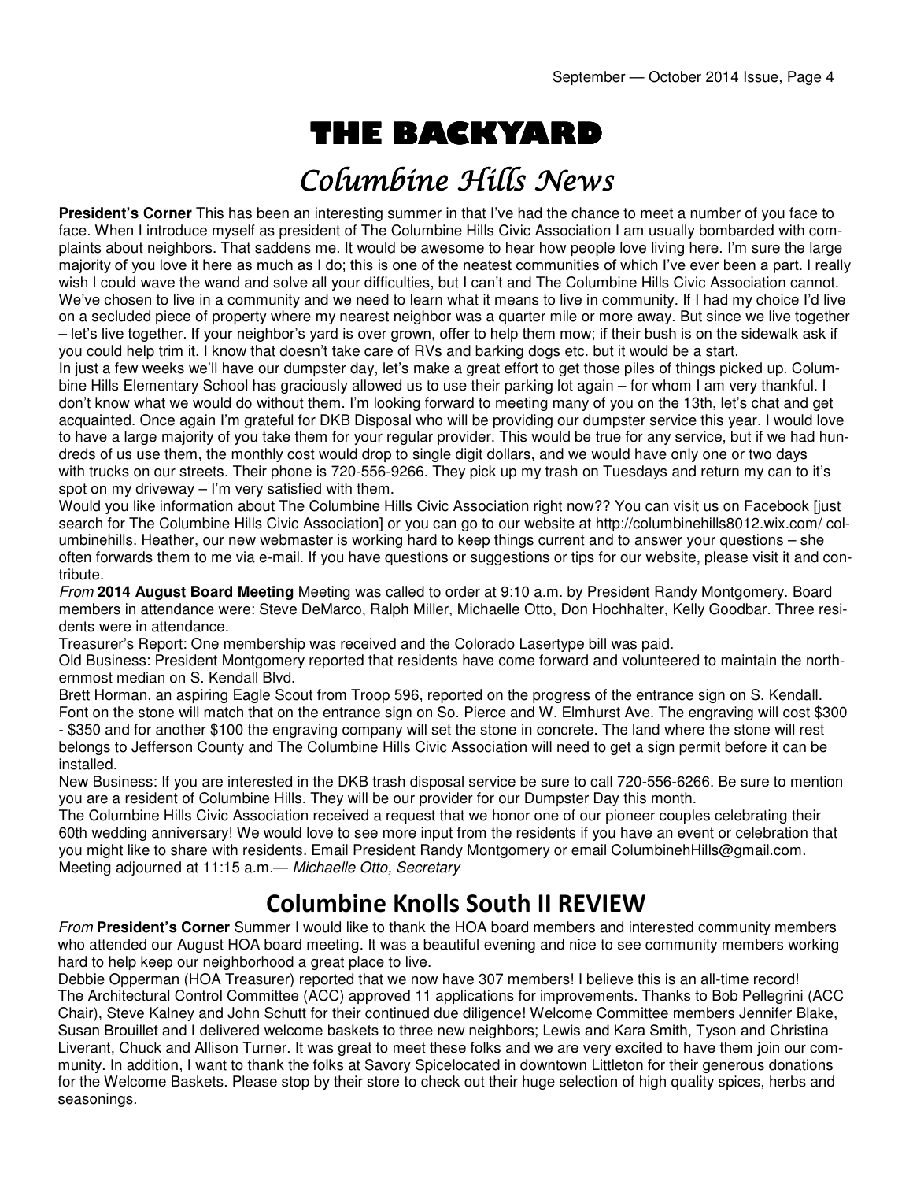# THE BACKYARD

## Columbine Hills News

**President's Corner** This has been an interesting summer in that I've had the chance to meet a number of you face to face. When I introduce myself as president of The Columbine Hills Civic Association I am usually bombarded with complaints about neighbors. That saddens me. It would be awesome to hear how people love living here. I'm sure the large majority of you love it here as much as I do; this is one of the neatest communities of which I've ever been a part. I really wish I could wave the wand and solve all your difficulties, but I can't and The Columbine Hills Civic Association cannot. We've chosen to live in a community and we need to learn what it means to live in community. If I had my choice I'd live on a secluded piece of property where my nearest neighbor was a quarter mile or more away. But since we live together – let's live together. If your neighbor's yard is over grown, offer to help them mow; if their bush is on the sidewalk ask if you could help trim it. I know that doesn't take care of RVs and barking dogs etc. but it would be a start.

In just a few weeks we'll have our dumpster day, let's make a great effort to get those piles of things picked up. Columbine Hills Elementary School has graciously allowed us to use their parking lot again – for whom I am very thankful. I don't know what we would do without them. I'm looking forward to meeting many of you on the 13th, let's chat and get acquainted. Once again I'm grateful for DKB Disposal who will be providing our dumpster service this year. I would love to have a large majority of you take them for your regular provider. This would be true for any service, but if we had hundreds of us use them, the monthly cost would drop to single digit dollars, and we would have only one or two days with trucks on our streets. Their phone is 720-556-9266. They pick up my trash on Tuesdays and return my can to it's spot on my driveway – I'm very satisfied with them.

Would you like information about The Columbine Hills Civic Association right now?? You can visit us on Facebook [just search for The Columbine Hills Civic Association] or you can go to our website at http://columbinehills8012.wix.com/ columbinehills. Heather, our new webmaster is working hard to keep things current and to answer your questions – she often forwards them to me via e-mail. If you have questions or suggestions or tips for our website, please visit it and contribute.

*From* **2014 August Board Meeting** Meeting was called to order at 9:10 a.m. by President Randy Montgomery. Board members in attendance were: Steve DeMarco, Ralph Miller, Michaelle Otto, Don Hochhalter, Kelly Goodbar. Three residents were in attendance.

Treasurer's Report: One membership was received and the Colorado Lasertype bill was paid.

Old Business: President Montgomery reported that residents have come forward and volunteered to maintain the northernmost median on S. Kendall Blvd.

Brett Horman, an aspiring Eagle Scout from Troop 596, reported on the progress of the entrance sign on S. Kendall. Font on the stone will match that on the entrance sign on So. Pierce and W. Elmhurst Ave. The engraving will cost $300 - $350 and for another $100 the engraving company will set the stone in concrete. The land where the stone will rest belongs to Jefferson County and The Columbine Hills Civic Association will need to get a sign permit before it can be installed.

New Business: If you are interested in the DKB trash disposal service be sure to call 720-556-6266. Be sure to mention you are a resident of Columbine Hills. They will be our provider for our Dumpster Day this month.

The Columbine Hills Civic Association received a request that we honor one of our pioneer couples celebrating their 60th wedding anniversary! We would love to see more input from the residents if you have an event or celebration that you might like to share with residents. Email President Randy Montgomery or email ColumbinehHills@gmail.com.

Meeting adjourned at 11:15 a.m.— *Michaelle Otto, Secretary*

## Columbine Knolls South II REVIEW

*From* **President's Corner** Summer I would like to thank the HOA board members and interested community members who attended our August HOA board meeting. It was a beautiful evening and nice to see community members working hard to help keep our neighborhood a great place to live.

Debbie Opperman (HOA Treasurer) reported that we now have 307 members! I believe this is an all-time record!

The Architectural Control Committee (ACC) approved 11 applications for improvements. Thanks to Bob Pellegrini (ACC Chair), Steve Kalney and John Schutt for their continued due diligence! Welcome Committee members Jennifer Blake, Susan Brouillet and I delivered welcome baskets to three new neighbors; Lewis and Kara Smith, Tyson and Christina Liverant, Chuck and Allison Turner. It was great to meet these folks and we are very excited to have them join our community. In addition, I want to thank the folks at Savory Spicelocated in downtown Littleton for their generous donations for the Welcome Baskets. Please stop by their store to check out their huge selection of high quality spices, herbs and seasonings.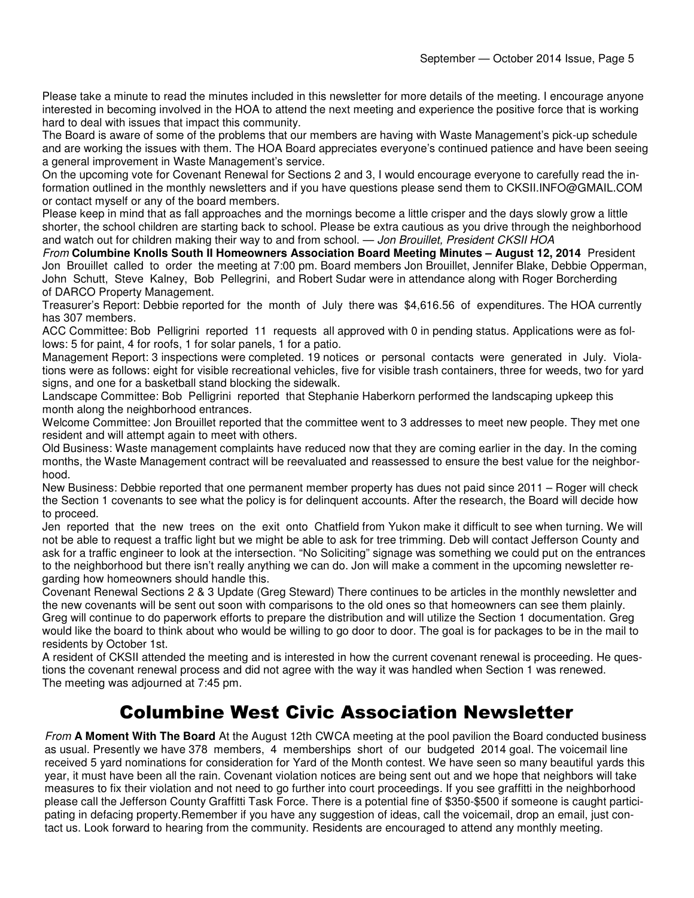Please take a minute to read the minutes included in this newsletter for more details of the meeting. I encourage anyone interested in becoming involved in the HOA to attend the next meeting and experience the positive force that is working hard to deal with issues that impact this community.

The Board is aware of some of the problems that our members are having with Waste Management's pick-up schedule and are working the issues with them. The HOA Board appreciates everyone's continued patience and have been seeing a general improvement in Waste Management's service.

On the upcoming vote for Covenant Renewal for Sections 2 and 3, I would encourage everyone to carefully read the information outlined in the monthly newsletters and if you have questions please send them to CKSII.INFO@GMAIL.COM or contact myself or any of the board members.

Please keep in mind that as fall approaches and the mornings become a little crisper and the days slowly grow a little shorter, the school children are starting back to school. Please be extra cautious as you drive through the neighborhood and watch out for children making their way to and from school. — *Jon Brouillet, President CKSII HOA*

*From* **Columbine Knolls South II Homeowners Association Board Meeting Minutes – August 12, 2014** President Jon Brouillet called to order the meeting at 7:00 pm. Board members Jon Brouillet, Jennifer Blake, Debbie Opperman, John Schutt, Steve Kalney, Bob Pellegrini, and Robert Sudar were in attendance along with Roger Borcherding of DARCO Property Management.

Treasurer's Report: Debbie reported for the month of July there was $4,616.56 of expenditures. The HOA currently has 307 members.

ACC Committee: Bob Pelligrini reported 11 requests all approved with 0 in pending status. Applications were as follows: 5 for paint, 4 for roofs, 1 for solar panels, 1 for a patio.

Management Report: 3 inspections were completed. 19 notices or personal contacts were generated in July. Violations were as follows: eight for visible recreational vehicles, five for visible trash containers, three for weeds, two for yard signs, and one for a basketball stand blocking the sidewalk.

Landscape Committee: Bob Pelligrini reported that Stephanie Haberkorn performed the landscaping upkeep this month along the neighborhood entrances.

Welcome Committee: Jon Brouillet reported that the committee went to 3 addresses to meet new people. They met one resident and will attempt again to meet with others.

Old Business: Waste management complaints have reduced now that they are coming earlier in the day. In the coming months, the Waste Management contract will be reevaluated and reassessed to ensure the best value for the neighborhood.

New Business: Debbie reported that one permanent member property has dues not paid since 2011 – Roger will check the Section 1 covenants to see what the policy is for delinquent accounts. After the research, the Board will decide how to proceed.

Jen reported that the new trees on the exit onto Chatfield from Yukon make it difficult to see when turning. We will not be able to request a traffic light but we might be able to ask for tree trimming. Deb will contact Jefferson County and ask for a traffic engineer to look at the intersection. "No Soliciting" signage was something we could put on the entrances to the neighborhood but there isn't really anything we can do. Jon will make a comment in the upcoming newsletter regarding how homeowners should handle this.

Covenant Renewal Sections 2 & 3 Update (Greg Steward) There continues to be articles in the monthly newsletter and the new covenants will be sent out soon with comparisons to the old ones so that homeowners can see them plainly. Greg will continue to do paperwork efforts to prepare the distribution and will utilize the Section 1 documentation. Greg would like the board to think about who would be willing to go door to door. The goal is for packages to be in the mail to residents by October 1st.

A resident of CKSII attended the meeting and is interested in how the current covenant renewal is proceeding. He questions the covenant renewal process and did not agree with the way it was handled when Section 1 was renewed.

The meeting was adjourned at 7:45 pm.

## Columbine West Civic Association Newsletter

*From* **A Moment With The Board** At the August 12th CWCA meeting at the pool pavilion the Board conducted business as usual. Presently we have 378 members, 4 memberships short of our budgeted 2014 goal. The voicemail line received 5 yard nominations for consideration for Yard of the Month contest. We have seen so many beautiful yards this year, it must have been all the rain. Covenant violation notices are being sent out and we hope that neighbors will take measures to fix their violation and not need to go further into court proceedings. If you see graffitti in the neighborhood please call the Jefferson County Graffitti Task Force. There is a potential fine of $350-$500 if someone is caught participating in defacing property.Remember if you have any suggestion of ideas, call the voicemail, drop an email, just contact us. Look forward to hearing from the community. Residents are encouraged to attend any monthly meeting.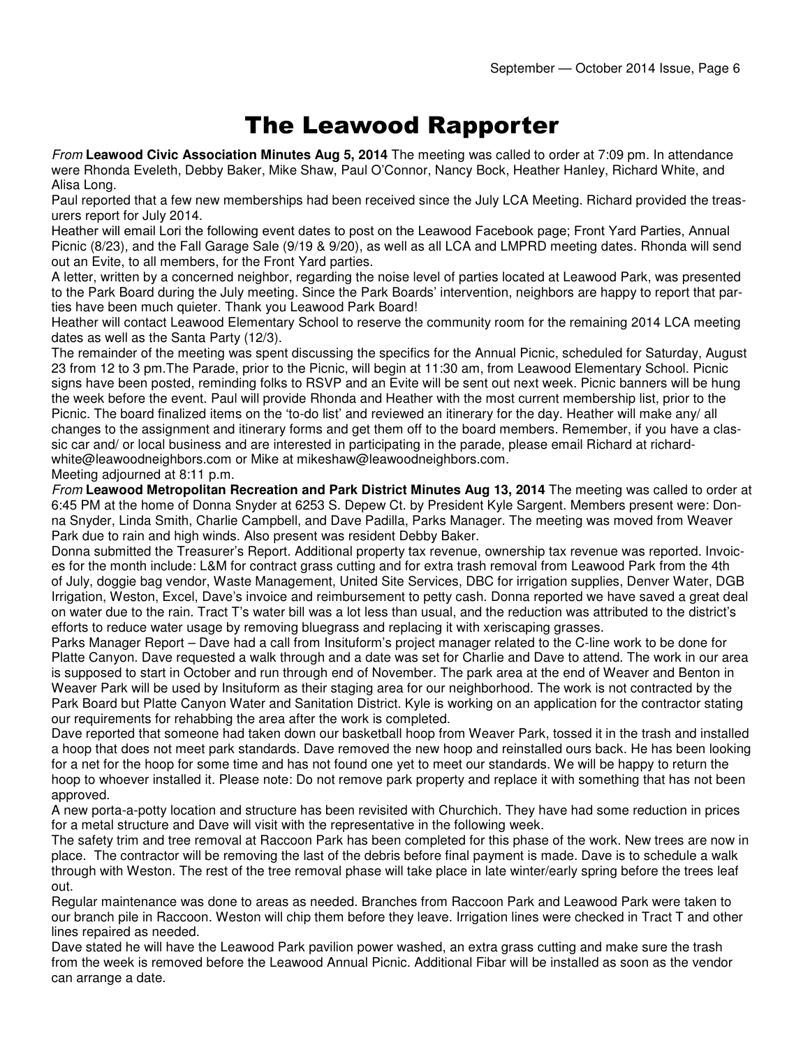# The Leawood Rapporter

*From* **Leawood Civic Association Minutes Aug 5, 2014** The meeting was called to order at 7:09 pm. In attendance were Rhonda Eveleth, Debby Baker, Mike Shaw, Paul O'Connor, Nancy Bock, Heather Hanley, Richard White, and Alisa Long.

Paul reported that a few new memberships had been received since the July LCA Meeting. Richard provided the treasurers report for July 2014.

Heather will email Lori the following event dates to post on the Leawood Facebook page; Front Yard Parties, Annual Picnic (8/23), and the Fall Garage Sale (9/19 & 9/20), as well as all LCA and LMPRD meeting dates. Rhonda will send out an Evite, to all members, for the Front Yard parties.

A letter, written by a concerned neighbor, regarding the noise level of parties located at Leawood Park, was presented to the Park Board during the July meeting. Since the Park Boards' intervention, neighbors are happy to report that parties have been much quieter. Thank you Leawood Park Board!

Heather will contact Leawood Elementary School to reserve the community room for the remaining 2014 LCA meeting dates as well as the Santa Party (12/3).

The remainder of the meeting was spent discussing the specifics for the Annual Picnic, scheduled for Saturday, August 23 from 12 to 3 pm.The Parade, prior to the Picnic, will begin at 11:30 am, from Leawood Elementary School. Picnic signs have been posted, reminding folks to RSVP and an Evite will be sent out next week. Picnic banners will be hung the week before the event. Paul will provide Rhonda and Heather with the most current membership list, prior to the Picnic. The board finalized items on the 'to-do list' and reviewed an itinerary for the day. Heather will make any/ all changes to the assignment and itinerary forms and get them off to the board members. Remember, if you have a classic car and/ or local business and are interested in participating in the parade, please email Richard at richardwhite@leawoodneighbors.com or Mike at mikeshaw@leawoodneighbors.com.

Meeting adjourned at 8:11 p.m.

*From* **Leawood Metropolitan Recreation and Park District Minutes Aug 13, 2014** The meeting was called to order at 6:45 PM at the home of Donna Snyder at 6253 S. Depew Ct. by President Kyle Sargent. Members present were: Donna Snyder, Linda Smith, Charlie Campbell, and Dave Padilla, Parks Manager. The meeting was moved from Weaver Park due to rain and high winds. Also present was resident Debby Baker.

Donna submitted the Treasurer's Report. Additional property tax revenue, ownership tax revenue was reported. Invoices for the month include: L&M for contract grass cutting and for extra trash removal from Leawood Park from the 4th of July, doggie bag vendor, Waste Management, United Site Services, DBC for irrigation supplies, Denver Water, DGB Irrigation, Weston, Excel, Dave's invoice and reimbursement to petty cash. Donna reported we have saved a great deal on water due to the rain. Tract T's water bill was a lot less than usual, and the reduction was attributed to the district's efforts to reduce water usage by removing bluegrass and replacing it with xeriscaping grasses.

Parks Manager Report – Dave had a call from Insituform's project manager related to the C-line work to be done for Platte Canyon. Dave requested a walk through and a date was set for Charlie and Dave to attend. The work in our area is supposed to start in October and run through end of November. The park area at the end of Weaver and Benton in Weaver Park will be used by Insituform as their staging area for our neighborhood. The work is not contracted by the Park Board but Platte Canyon Water and Sanitation District. Kyle is working on an application for the contractor stating our requirements for rehabbing the area after the work is completed.

Dave reported that someone had taken down our basketball hoop from Weaver Park, tossed it in the trash and installed a hoop that does not meet park standards. Dave removed the new hoop and reinstalled ours back. He has been looking for a net for the hoop for some time and has not found one yet to meet our standards. We will be happy to return the hoop to whoever installed it. Please note: Do not remove park property and replace it with something that has not been approved.

A new porta-a-potty location and structure has been revisited with Churchich. They have had some reduction in prices for a metal structure and Dave will visit with the representative in the following week.

The safety trim and tree removal at Raccoon Park has been completed for this phase of the work. New trees are now in place. The contractor will be removing the last of the debris before final payment is made. Dave is to schedule a walk through with Weston. The rest of the tree removal phase will take place in late winter/early spring before the trees leaf out.

Regular maintenance was done to areas as needed. Branches from Raccoon Park and Leawood Park were taken to our branch pile in Raccoon. Weston will chip them before they leave. Irrigation lines were checked in Tract T and other lines repaired as needed.

Dave stated he will have the Leawood Park pavilion power washed, an extra grass cutting and make sure the trash from the week is removed before the Leawood Annual Picnic. Additional Fibar will be installed as soon as the vendor can arrange a date.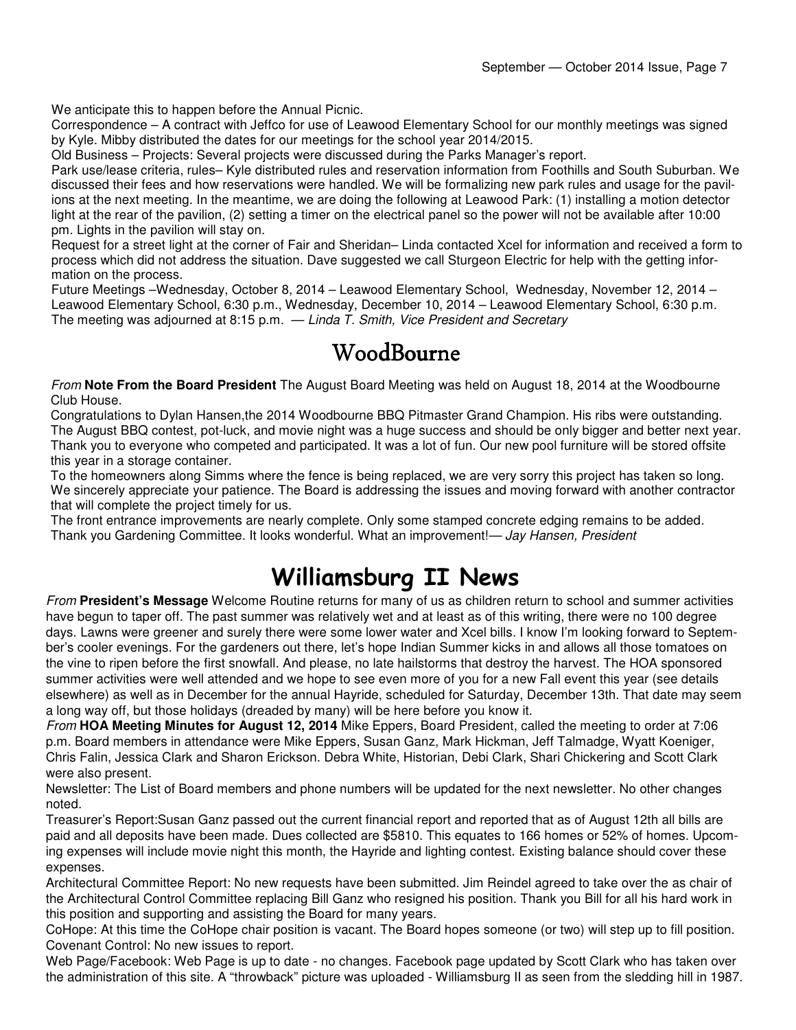We anticipate this to happen before the Annual Picnic.

Correspondence – A contract with Jeffco for use of Leawood Elementary School for our monthly meetings was signed by Kyle. Mibby distributed the dates for our meetings for the school year 2014/2015.

Old Business – Projects: Several projects were discussed during the Parks Manager's report.

Park use/lease criteria, rules– Kyle distributed rules and reservation information from Foothills and South Suburban. We discussed their fees and how reservations were handled. We will be formalizing new park rules and usage for the pavilions at the next meeting. In the meantime, we are doing the following at Leawood Park: (1) installing a motion detector light at the rear of the pavilion, (2) setting a timer on the electrical panel so the power will not be available after 10:00 pm. Lights in the pavilion will stay on.

Request for a street light at the corner of Fair and Sheridan– Linda contacted Xcel for information and received a form to process which did not address the situation. Dave suggested we call Sturgeon Electric for help with the getting information on the process.

Future Meetings –Wednesday, October 8, 2014 – Leawood Elementary School, Wednesday, November 12, 2014 – Leawood Elementary School, 6:30 p.m., Wednesday, December 10, 2014 – Leawood Elementary School, 6:30 p.m. The meeting was adjourned at 8:15 p.m. — *Linda T. Smith, Vice President and Secretary*

# WoodBourne

*From* **Note From the Board President** The August Board Meeting was held on August 18, 2014 at the Woodbourne Club House.

Congratulations to Dylan Hansen,the 2014 Woodbourne BBQ Pitmaster Grand Champion. His ribs were outstanding. The August BBQ contest, pot-luck, and movie night was a huge success and should be only bigger and better next year. Thank you to everyone who competed and participated. It was a lot of fun. Our new pool furniture will be stored offsite this year in a storage container.

To the homeowners along Simms where the fence is being replaced, we are very sorry this project has taken so long. We sincerely appreciate your patience. The Board is addressing the issues and moving forward with another contractor that will complete the project timely for us.

The front entrance improvements are nearly complete. Only some stamped concrete edging remains to be added. Thank you Gardening Committee. It looks wonderful. What an improvement!— *Jay Hansen, President*

# Williamsburg II News

*From* **President's Message** Welcome Routine returns for many of us as children return to school and summer activities have begun to taper off. The past summer was relatively wet and at least as of this writing, there were no 100 degree days. Lawns were greener and surely there were some lower water and Xcel bills. I know I'm looking forward to September's cooler evenings. For the gardeners out there, let's hope Indian Summer kicks in and allows all those tomatoes on the vine to ripen before the first snowfall. And please, no late hailstorms that destroy the harvest. The HOA sponsored summer activities were well attended and we hope to see even more of you for a new Fall event this year (see details elsewhere) as well as in December for the annual Hayride, scheduled for Saturday, December 13th. That date may seem a long way off, but those holidays (dreaded by many) will be here before you know it.

*From* **HOA Meeting Minutes for August 12, 2014** Mike Eppers, Board President, called the meeting to order at 7:06 p.m. Board members in attendance were Mike Eppers, Susan Ganz, Mark Hickman, Jeff Talmadge, Wyatt Koeniger, Chris Falin, Jessica Clark and Sharon Erickson. Debra White, Historian, Debi Clark, Shari Chickering and Scott Clark were also present.

Newsletter: The List of Board members and phone numbers will be updated for the next newsletter. No other changes noted.

Treasurer's Report:Susan Ganz passed out the current financial report and reported that as of August 12th all bills are paid and all deposits have been made. Dues collected are $5810. This equates to 166 homes or 52% of homes. Upcoming expenses will include movie night this month, the Hayride and lighting contest. Existing balance should cover these expenses.

Architectural Committee Report: No new requests have been submitted. Jim Reindel agreed to take over the as chair of the Architectural Control Committee replacing Bill Ganz who resigned his position. Thank you Bill for all his hard work in this position and supporting and assisting the Board for many years.

CoHope: At this time the CoHope chair position is vacant. The Board hopes someone (or two) will step up to fill position.

Covenant Control: No new issues to report.

Web Page/Facebook: Web Page is up to date - no changes. Facebook page updated by Scott Clark who has taken over the administration of this site. A "throwback" picture was uploaded - Williamsburg II as seen from the sledding hill in 1987.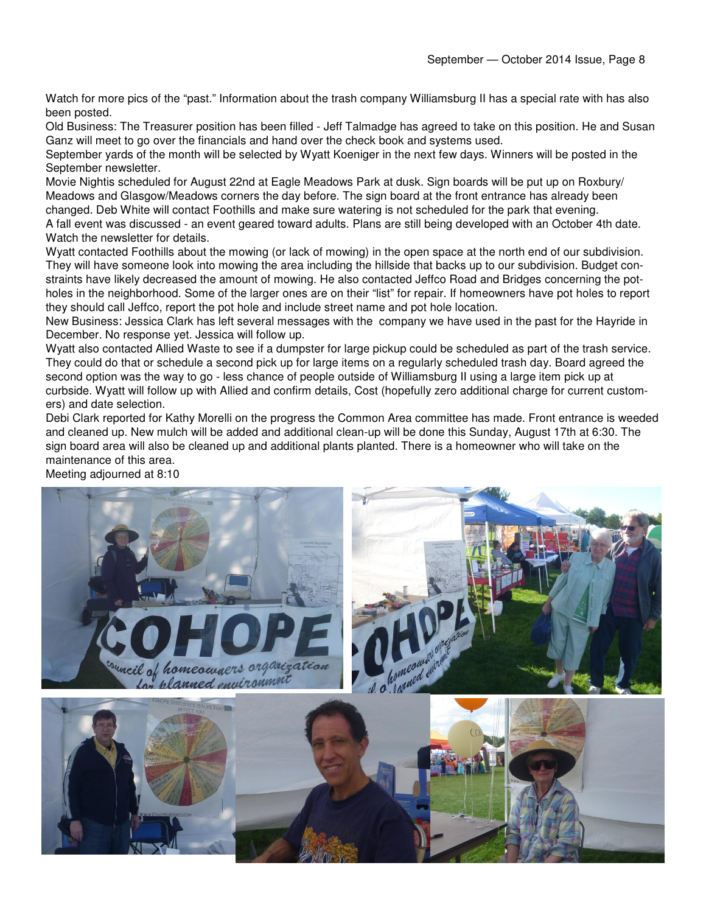Watch for more pics of the "past." Information about the trash company Williamsburg II has a special rate with has also been posted.

Old Business: The Treasurer position has been filled - Jeff Talmadge has agreed to take on this position. He and Susan Ganz will meet to go over the financials and hand over the check book and systems used.

September yards of the month will be selected by Wyatt Koeniger in the next few days. Winners will be posted in the September newsletter.

Movie Nightis scheduled for August 22nd at Eagle Meadows Park at dusk. Sign boards will be put up on Roxbury/ Meadows and Glasgow/Meadows corners the day before. The sign board at the front entrance has already been changed. Deb White will contact Foothills and make sure watering is not scheduled for the park that evening.

A fall event was discussed - an event geared toward adults. Plans are still being developed with an October 4th date. Watch the newsletter for details.

Wyatt contacted Foothills about the mowing (or lack of mowing) in the open space at the north end of our subdivision. They will have someone look into mowing the area including the hillside that backs up to our subdivision. Budget constraints have likely decreased the amount of mowing. He also contacted Jeffco Road and Bridges concerning the potholes in the neighborhood. Some of the larger ones are on their "list" for repair. If homeowners have pot holes to report they should call Jeffco, report the pot hole and include street name and pot hole location.

New Business: Jessica Clark has left several messages with the company we have used in the past for the Hayride in December. No response yet. Jessica will follow up.

Wyatt also contacted Allied Waste to see if a dumpster for large pickup could be scheduled as part of the trash service. They could do that or schedule a second pick up for large items on a regularly scheduled trash day. Board agreed the second option was the way to go - less chance of people outside of Williamsburg II using a large item pick up at curbside. Wyatt will follow up with Allied and confirm details, Cost (hopefully zero additional charge for current customers) and date selection.

Debi Clark reported for Kathy Morelli on the progress the Common Area committee has made. Front entrance is weeded and cleaned up. New mulch will be added and additional clean-up will be done this Sunday, August 17th at 6:30. The sign board area will also be cleaned up and additional plants planted. There is a homeowner who will take on the maintenance of this area.

Meeting adjourned at 8:10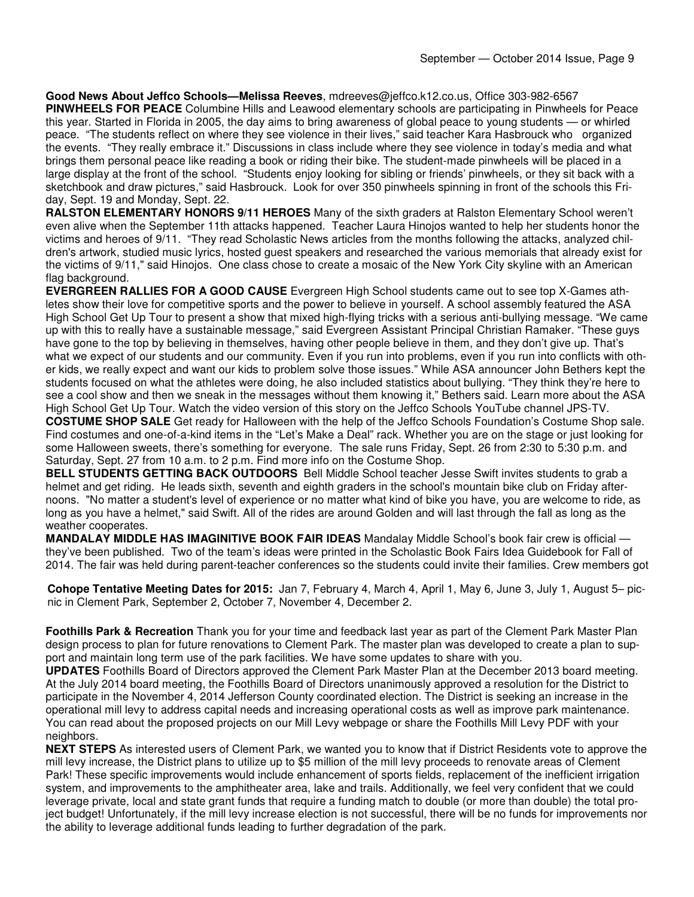**Good News About Jeffco Schools—Melissa Reeves**, mdreeves@jeffco.k12.co.us, Office 303-982-6567

**PINWHEELS FOR PEACE** Columbine Hills and Leawood elementary schools are participating in Pinwheels for Peace this year. Started in Florida in 2005, the day aims to bring awareness of global peace to young students — or whirled peace. "The students reflect on where they see violence in their lives," said teacher Kara Hasbrouck who organized the events. "They really embrace it." Discussions in class include where they see violence in today's media and what brings them personal peace like reading a book or riding their bike. The student-made pinwheels will be placed in a large display at the front of the school. "Students enjoy looking for sibling or friends' pinwheels, or they sit back with a sketchbook and draw pictures," said Hasbrouck. Look for over 350 pinwheels spinning in front of the schools this Friday, Sept. 19 and Monday, Sept. 22.

**RALSTON ELEMENTARY HONORS 9/11 HEROES** Many of the sixth graders at Ralston Elementary School weren't even alive when the September 11th attacks happened. Teacher Laura Hinojos wanted to help her students honor the victims and heroes of 9/11. "They read Scholastic News articles from the months following the attacks, analyzed children's artwork, studied music lyrics, hosted guest speakers and researched the various memorials that already exist for the victims of 9/11," said Hinojos. One class chose to create a mosaic of the New York City skyline with an American flag background.

**EVERGREEN RALLIES FOR A GOOD CAUSE** Evergreen High School students came out to see top X-Games athletes show their love for competitive sports and the power to believe in yourself. A school assembly featured the ASA High School Get Up Tour to present a show that mixed high-flying tricks with a serious anti-bullying message. "We came up with this to really have a sustainable message," said Evergreen Assistant Principal Christian Ramaker. "These guys have gone to the top by believing in themselves, having other people believe in them, and they don't give up. That's what we expect of our students and our community. Even if you run into problems, even if you run into conflicts with other kids, we really expect and want our kids to problem solve those issues." While ASA announcer John Bethers kept the students focused on what the athletes were doing, he also included statistics about bullying. "They think they're here to see a cool show and then we sneak in the messages without them knowing it," Bethers said. Learn more about the ASA High School Get Up Tour. Watch the video version of this story on the Jeffco Schools YouTube channel JPS-TV.

**COSTUME SHOP SALE** Get ready for Halloween with the help of the Jeffco Schools Foundation's Costume Shop sale. Find costumes and one-of-a-kind items in the "Let's Make a Deal" rack. Whether you are on the stage or just looking for some Halloween sweets, there's something for everyone. The sale runs Friday, Sept. 26 from 2:30 to 5:30 p.m. and Saturday, Sept. 27 from 10 a.m. to 2 p.m. Find more info on the Costume Shop.

**BELL STUDENTS GETTING BACK OUTDOORS** Bell Middle School teacher Jesse Swift invites students to grab a helmet and get riding. He leads sixth, seventh and eighth graders in the school's mountain bike club on Friday afternoons. "No matter a student's level of experience or no matter what kind of bike you have, you are welcome to ride, as long as you have a helmet," said Swift. All of the rides are around Golden and will last through the fall as long as the weather cooperates.

**MANDALAY MIDDLE HAS IMAGINITIVE BOOK FAIR IDEAS** Mandalay Middle School's book fair crew is official — they've been published. Two of the team's ideas were printed in the Scholastic Book Fairs Idea Guidebook for Fall of 2014. The fair was held during parent-teacher conferences so the students could invite their families. Crew members got

**Cohope Tentative Meeting Dates for 2015:** Jan 7, February 4, March 4, April 1, May 6, June 3, July 1, August 5– picnic in Clement Park, September 2, October 7, November 4, December 2.

**Foothills Park & Recreation** Thank you for your time and feedback last year as part of the Clement Park Master Plan design process to plan for future renovations to Clement Park. The master plan was developed to create a plan to support and maintain long term use of the park facilities. We have some updates to share with you.

**UPDATES** Foothills Board of Directors approved the Clement Park Master Plan at the December 2013 board meeting. At the July 2014 board meeting, the Foothills Board of Directors unanimously approved a resolution for the District to participate in the November 4, 2014 Jefferson County coordinated election. The District is seeking an increase in the operational mill levy to address capital needs and increasing operational costs as well as improve park maintenance. You can read about the proposed projects on our Mill Levy webpage or share the Foothills Mill Levy PDF with your neighbors.

**NEXT STEPS** As interested users of Clement Park, we wanted you to know that if District Residents vote to approve the mill levy increase, the District plans to utilize up to $5 million of the mill levy proceeds to renovate areas of Clement Park! These specific improvements would include enhancement of sports fields, replacement of the inefficient irrigation system, and improvements to the amphitheater area, lake and trails. Additionally, we feel very confident that we could leverage private, local and state grant funds that require a funding match to double (or more than double) the total project budget! Unfortunately, if the mill levy increase election is not successful, there will be no funds for improvements nor the ability to leverage additional funds leading to further degradation of the park.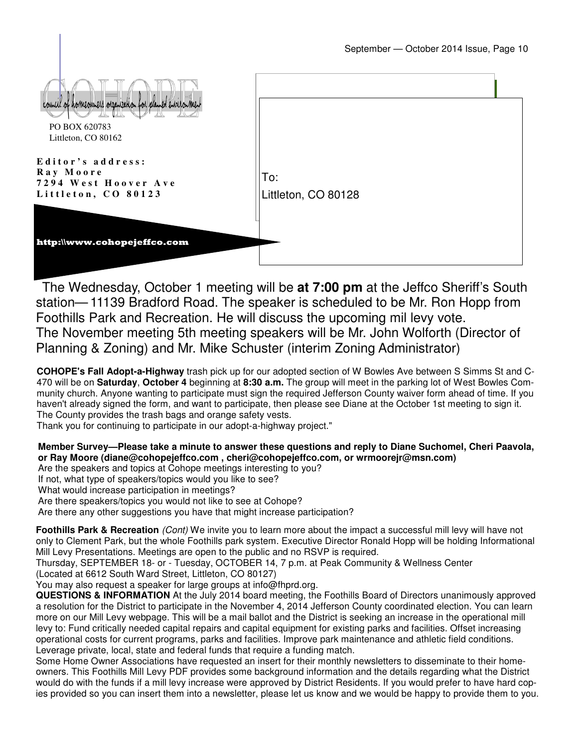COHOPE

council of homeowners organization for planned environment

PO BOX 620783
Littleton, CO 80162

**Editor's address:**
**Ray Moore**
**7294 West Hoover Ave**
**Littleton, CO 80123**

**http:\\www.cohopejeffco.com**

To:
Littleton, CO 80128

The Wednesday, October 1 meeting will be **at 7:00 pm** at the Jeffco Sheriff's South station— 11139 Bradford Road. The speaker is scheduled to be Mr. Ron Hopp from Foothills Park and Recreation. He will discuss the upcoming mil levy vote.
The November meeting 5th meeting speakers will be Mr. John Wolforth (Director of Planning & Zoning) and Mr. Mike Schuster (interim Zoning Administrator)

**COHOPE's Fall Adopt-a-Highway** trash pick up for our adopted section of W Bowles Ave between S Simms St and C-470 will be on **Saturday**, **October 4** beginning at **8:30 a.m.** The group will meet in the parking lot of West Bowles Community church. Anyone wanting to participate must sign the required Jefferson County waiver form ahead of time. If you haven't already signed the form, and want to participate, then please see Diane at the October 1st meeting to sign it. The County provides the trash bags and orange safety vests.
Thank you for continuing to participate in our adopt-a-highway project."

**Member Survey—Please take a minute to answer these questions and reply to Diane Suchomel, Cheri Paavola, or Ray Moore (diane@cohopejeffco.com , cheri@cohopejeffco.com, or wrmoorejr@msn.com)**
Are the speakers and topics at Cohope meetings interesting to you?
If not, what type of speakers/topics would you like to see?
What would increase participation in meetings?
Are there speakers/topics you would not like to see at Cohope?
Are there any other suggestions you have that might increase participation?

**Foothills Park & Recreation** *(Cont)* We invite you to learn more about the impact a successful mill levy will have not only to Clement Park, but the whole Foothills park system. Executive Director Ronald Hopp will be holding Informational Mill Levy Presentations. Meetings are open to the public and no RSVP is required.
Thursday, SEPTEMBER 18- or - Tuesday, OCTOBER 14, 7 p.m. at Peak Community & Wellness Center
(Located at 6612 South Ward Street, Littleton, CO 80127)
You may also request a speaker for large groups at info@fhprd.org.
**QUESTIONS & INFORMATION** At the July 2014 board meeting, the Foothills Board of Directors unanimously approved a resolution for the District to participate in the November 4, 2014 Jefferson County coordinated election. You can learn more on our Mill Levy webpage. This will be a mail ballot and the District is seeking an increase in the operational mill levy to: Fund critically needed capital repairs and capital equipment for existing parks and facilities. Offset increasing operational costs for current programs, parks and facilities. Improve park maintenance and athletic field conditions. Leverage private, local, state and federal funds that require a funding match.
Some Home Owner Associations have requested an insert for their monthly newsletters to disseminate to their homeowners. This Foothills Mill Levy PDF provides some background information and the details regarding what the District would do with the funds if a mill levy increase were approved by District Residents. If you would prefer to have hard copies provided so you can insert them into a newsletter, please let us know and we would be happy to provide them to you.